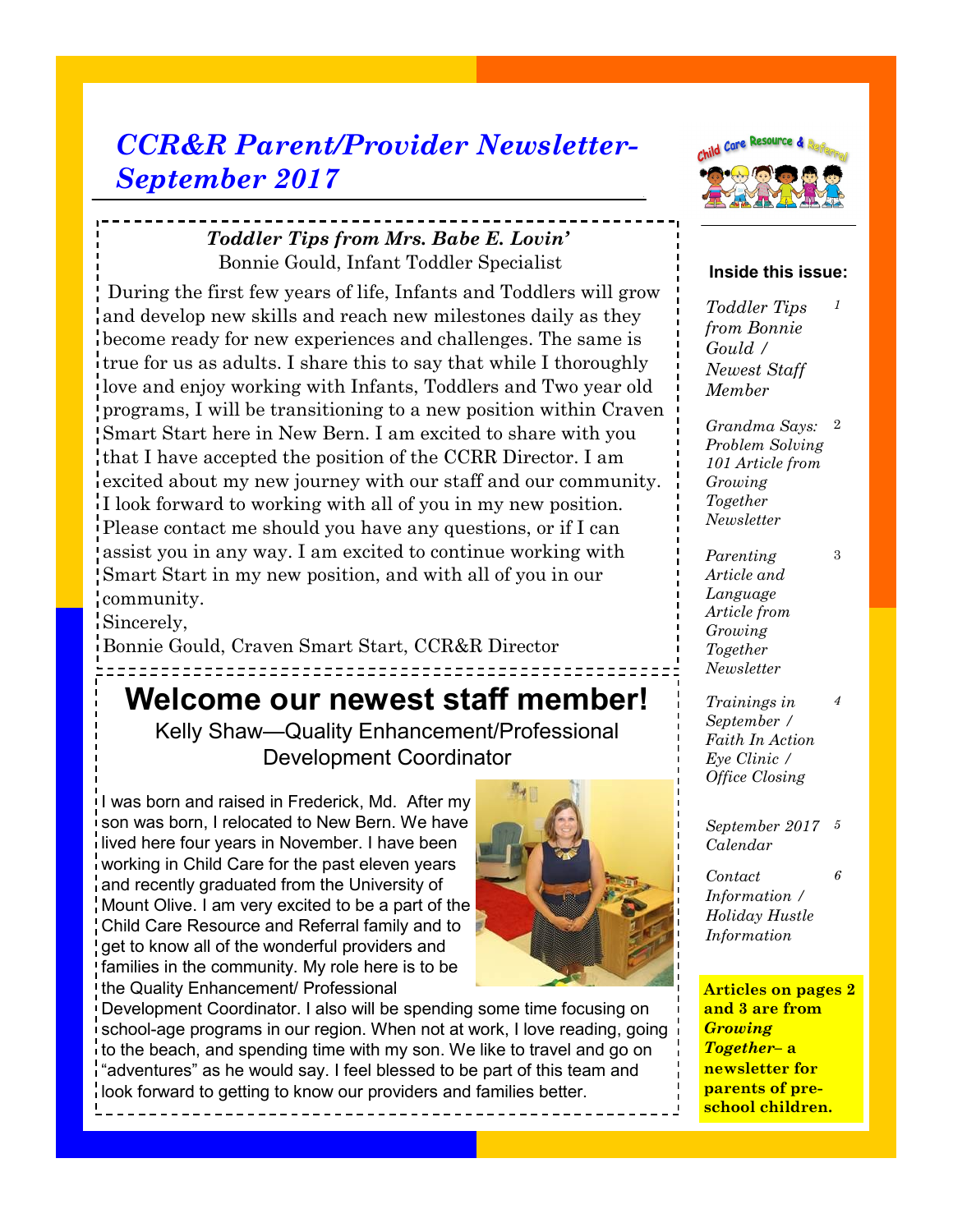# *CCR&R Parent/Provider Newsletter- September 2017*

### *Toddler Tips from Mrs. Babe E. Lovin'*

Bonnie Gould, Infant Toddler Specialist

During the first few years of life, Infants and Toddlers will grow and develop new skills and reach new milestones daily as they become ready for new experiences and challenges. The same is true for us as adults. I share this to say that while I thoroughly love and enjoy working with Infants, Toddlers and Two year old programs, I will be transitioning to a new position within Craven Smart Start here in New Bern. I am excited to share with you that I have accepted the position of the CCRR Director. I am excited about my new journey with our staff and our community. I look forward to working with all of you in my new position. Please contact me should you have any questions, or if I can assist you in any way. I am excited to continue working with Smart Start in my new position, and with all of you in our community.

Sincerely,

Bonnie Gould, Craven Smart Start, CCR&R Director

## Welcome our newest staff member!

Kelly Shaw—Quality Enhancement/Professional Development Coordinator

I was born and raised in Frederick, Md. After my son was born, I relocated to New Bern. We have lived here four years in November. I have been working in Child Care for the past eleven years and recently graduated from the University of Mount Olive. I am very excited to be a part of the Child Care Resource and Referral family and to get to know all of the wonderful providers and families in the community. My role here is to be the Quality Enhancement/ Professional Development Coordinator. I also will be spending some time focusing on school-age programs in our region. When not at work, I love reading, going to the beach, and spending time with my son. We like to travel and go on "adventures" as he would say. I feel blessed to be part of this team and look forward to getting to know our providers and families better.

**Inside this issue:**

| | |
|---|---|
| *Toddler Tips from Bonnie Gould / Newest Staff Member* | 1 |
| *Grandma Says: Problem Solving 101 Article from Growing Together Newsletter* | 2 |
| *Parenting Article and Language Article from Growing Together Newsletter* | 3 |
| *Trainings in September / Faith In Action Eye Clinic / Office Closing* | 4 |
| *September 2017 Calendar* | 5 |
| *Contact Information / Holiday Hustle Information* | 6 |

**Articles on pages 2 and 3 are from *Growing Together*– a newsletter for parents of pre-school children.**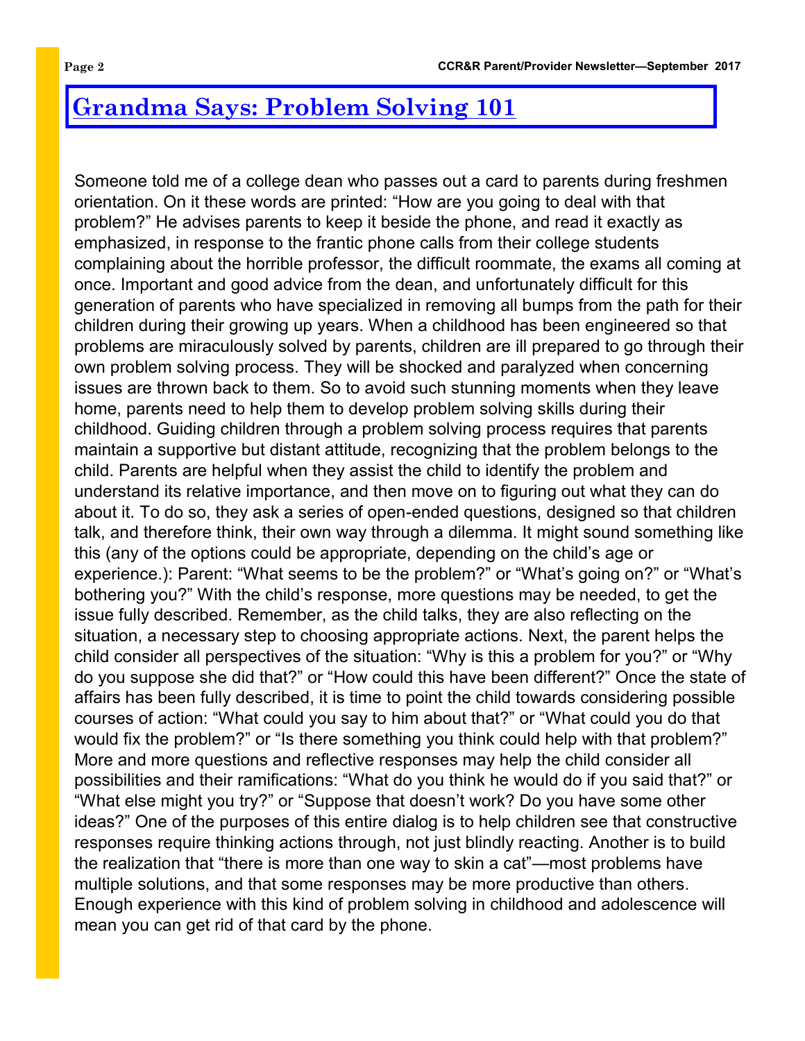# Grandma Says: Problem Solving 101

Someone told me of a college dean who passes out a card to parents during freshmen orientation. On it these words are printed: “How are you going to deal with that problem?” He advises parents to keep it beside the phone, and read it exactly as emphasized, in response to the frantic phone calls from their college students complaining about the horrible professor, the difficult roommate, the exams all coming at once. Important and good advice from the dean, and unfortunately difficult for this generation of parents who have specialized in removing all bumps from the path for their children during their growing up years. When a childhood has been engineered so that problems are miraculously solved by parents, children are ill prepared to go through their own problem solving process. They will be shocked and paralyzed when concerning issues are thrown back to them. So to avoid such stunning moments when they leave home, parents need to help them to develop problem solving skills during their childhood. Guiding children through a problem solving process requires that parents maintain a supportive but distant attitude, recognizing that the problem belongs to the child. Parents are helpful when they assist the child to identify the problem and understand its relative importance, and then move on to figuring out what they can do about it. To do so, they ask a series of open-ended questions, designed so that children talk, and therefore think, their own way through a dilemma. It might sound something like this (any of the options could be appropriate, depending on the child’s age or experience.): Parent: “What seems to be the problem?” or “What’s going on?” or “What’s bothering you?” With the child’s response, more questions may be needed, to get the issue fully described. Remember, as the child talks, they are also reflecting on the situation, a necessary step to choosing appropriate actions. Next, the parent helps the child consider all perspectives of the situation: “Why is this a problem for you?” or “Why do you suppose she did that?” or “How could this have been different?” Once the state of affairs has been fully described, it is time to point the child towards considering possible courses of action: “What could you say to him about that?” or “What could you do that would fix the problem?” or “Is there something you think could help with that problem?” More and more questions and reflective responses may help the child consider all possibilities and their ramifications: “What do you think he would do if you said that?” or “What else might you try?” or “Suppose that doesn’t work? Do you have some other ideas?” One of the purposes of this entire dialog is to help children see that constructive responses require thinking actions through, not just blindly reacting. Another is to build the realization that “there is more than one way to skin a cat”—most problems have multiple solutions, and that some responses may be more productive than others. Enough experience with this kind of problem solving in childhood and adolescence will mean you can get rid of that card by the phone.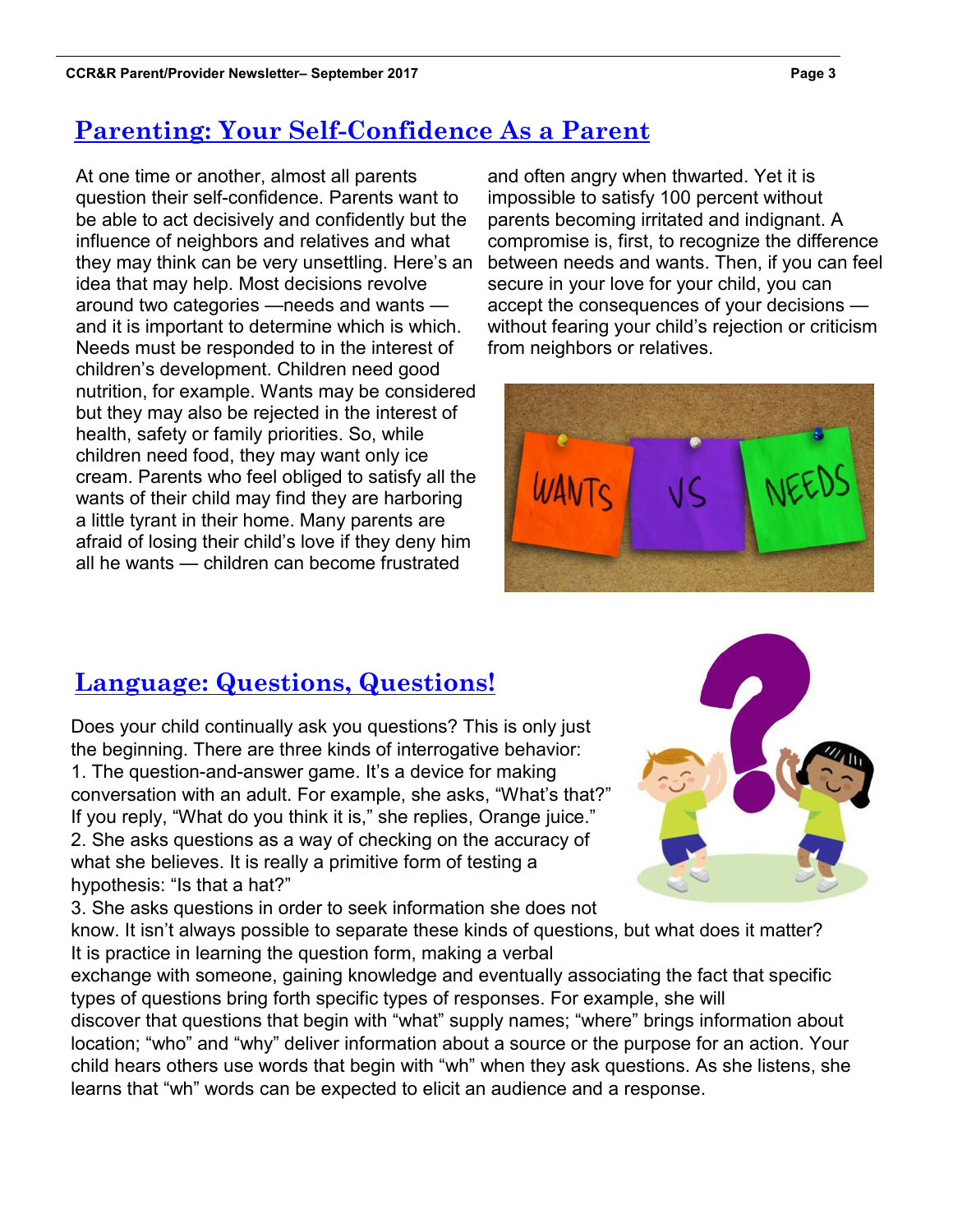## Parenting: Your Self-Confidence As a Parent

At one time or another, almost all parents question their self-confidence. Parents want to be able to act decisively and confidently but the influence of neighbors and relatives and what they may think can be very unsettling. Here's an idea that may help. Most decisions revolve around two categories —needs and wants — and it is important to determine which is which. Needs must be responded to in the interest of children's development. Children need good nutrition, for example. Wants may be considered but they may also be rejected in the interest of health, safety or family priorities. So, while children need food, they may want only ice cream. Parents who feel obliged to satisfy all the wants of their child may find they are harboring a little tyrant in their home. Many parents are afraid of losing their child's love if they deny him all he wants — children can become frustrated and often angry when thwarted. Yet it is impossible to satisfy 100 percent without parents becoming irritated and indignant. A compromise is, first, to recognize the difference between needs and wants. Then, if you can feel secure in your love for your child, you can accept the consequences of your decisions — without fearing your child's rejection or criticism from neighbors or relatives.

## Language: Questions, Questions!

Does your child continually ask you questions? This is only just the beginning. There are three kinds of interrogative behavior:

1. The question-and-answer game. It's a device for making conversation with an adult. For example, she asks, "What's that?" If you reply, "What do you think it is," she replies, Orange juice."
2. She asks questions as a way of checking on the accuracy of what she believes. It is really a primitive form of testing a hypothesis: "Is that a hat?"
3. She asks questions in order to seek information she does not know. It isn't always possible to separate these kinds of questions, but what does it matter? It is practice in learning the question form, making a verbal exchange with someone, gaining knowledge and eventually associating the fact that specific types of questions bring forth specific types of responses. For example, she will discover that questions that begin with "what" supply names; "where" brings information about location; "who" and "why" deliver information about a source or the purpose for an action. Your child hears others use words that begin with "wh" when they ask questions. As she listens, she learns that "wh" words can be expected to elicit an audience and a response.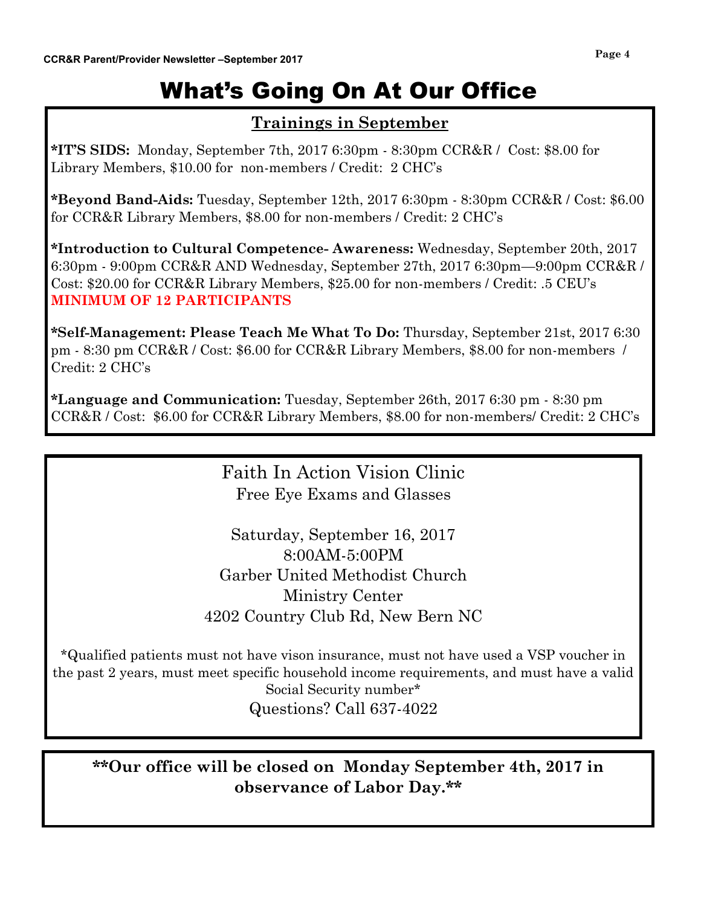# What's Going On At Our Office

## Trainings in September

**\*IT'S SIDS:** Monday, September 7th, 2017 6:30pm - 8:30pm CCR&R / Cost: $8.00 for Library Members, $10.00 for non-members / Credit: 2 CHC's

**\*Beyond Band-Aids:** Tuesday, September 12th, 2017 6:30pm - 8:30pm CCR&R / Cost: $6.00 for CCR&R Library Members, $8.00 for non-members / Credit: 2 CHC's

**\*Introduction to Cultural Competence- Awareness:** Wednesday, September 20th, 2017 6:30pm - 9:00pm CCR&R AND Wednesday, September 27th, 2017 6:30pm—9:00pm CCR&R / Cost: $20.00 for CCR&R Library Members, $25.00 for non-members / Credit: .5 CEU's
**MINIMUM OF 12 PARTICIPANTS**

**\*Self-Management: Please Teach Me What To Do:** Thursday, September 21st, 2017 6:30 pm - 8:30 pm CCR&R / Cost: $6.00 for CCR&R Library Members, $8.00 for non-members / Credit: 2 CHC's

**\*Language and Communication:** Tuesday, September 26th, 2017 6:30 pm - 8:30 pm CCR&R / Cost: $6.00 for CCR&R Library Members, $8.00 for non-members/ Credit: 2 CHC's

---

Faith In Action Vision Clinic
Free Eye Exams and Glasses

Saturday, September 16, 2017
8:00AM-5:00PM
Garber United Methodist Church
Ministry Center
4202 Country Club Rd, New Bern NC

\*Qualified patients must not have vison insurance, must not have used a VSP voucher in the past 2 years, must meet specific household income requirements, and must have a valid Social Security number\*
Questions? Call 637-4022

---

**\*\*Our office will be closed on Monday September 4th, 2017 in observance of Labor Day.\*\***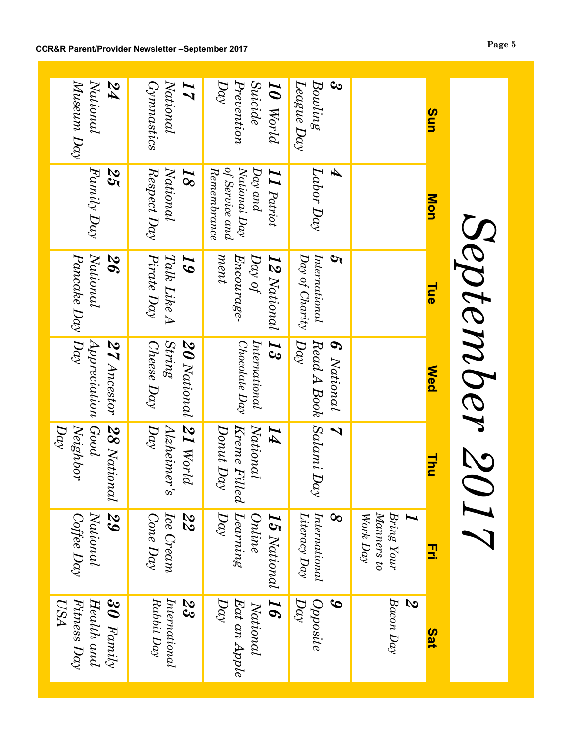# September 2017

| Sun | Mon | Tue | Wed | Thu | Fri | Sat |
|---|---|---|---|---|---|---|
| | | | | | **1** Bring Your Manners to Work Day | **2** Bacon Day |
| **3** Bowling League Day | **4** Labor Day | **5** International Day of Charity | **6** National Read A Book Day | **7** Salami Day | **8** International Literacy Day | **9** Opposite Day |
| **10** World Suicide Prevention Day | **11** Patriot Day and National Day of Service and Remembrance | **12** National Day of Encourage-ment | **13** International Chocolate Day | **14** National Kreme Filled Donut Day | **15** National Online Learning Day | **16** National Eat an Apple Day |
| **17** National Gymnastics | **18** National Respect Day | **19** Talk Like A Pirate Day | **20** National String Cheese Day | **21** World Alzheimer's Day | **22** Ice Cream Cone Day | **23** International Rabbit Day |
| **24** National Museum Day | **25** Family Day | **26** National Pancake Day | **27** Ancestor Appreciation Day | **28** National Good Neighbor Day | **29** National Coffee Day | **30** Family Health and Fitness Day USA |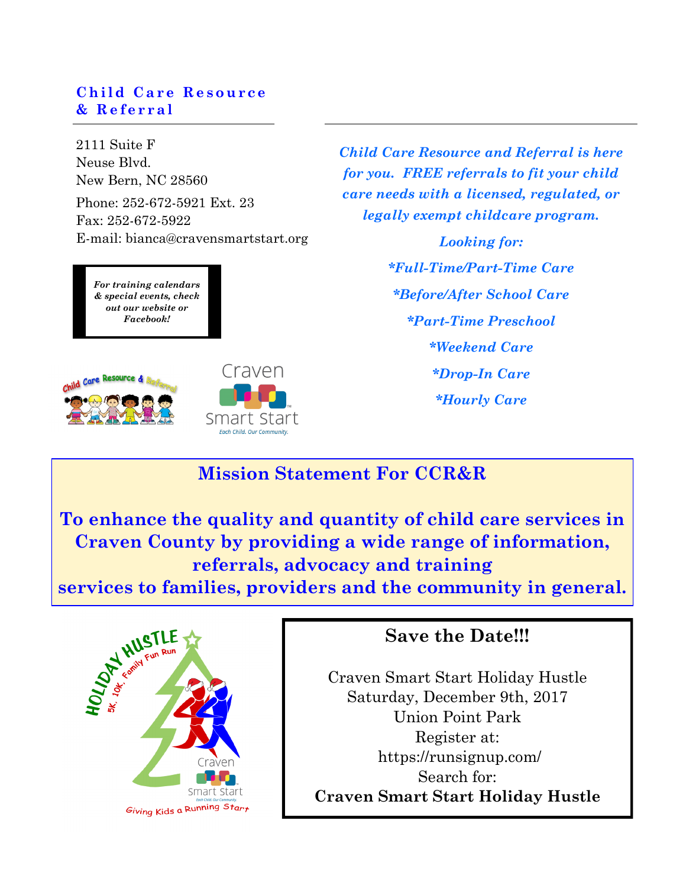## Child Care Resource & Referral

2111 Suite F
Neuse Blvd.
New Bern, NC 28560

Phone: 252-672-5921 Ext. 23
Fax: 252-672-5922
E-mail: bianca@cravensmartstart.org

*For training calendars & special events, check out our website or Facebook!*

*Child Care Resource and Referral is here for you. FREE referrals to fit your child care needs with a licensed, regulated, or legally exempt childcare program.*

*Looking for:*

*\*Full-Time/Part-Time Care*

*\*Before/After School Care*

*\*Part-Time Preschool*

*\*Weekend Care*

*\*Drop-In Care*

*\*Hourly Care*

## Mission Statement For CCR&R

**To enhance the quality and quantity of child care services in Craven County by providing a wide range of information, referrals, advocacy and training services to families, providers and the community in general.**

### Save the Date!!!

Craven Smart Start Holiday Hustle
Saturday, December 9th, 2017
Union Point Park
Register at:
https://runsignup.com/
Search for:
**Craven Smart Start Holiday Hustle**